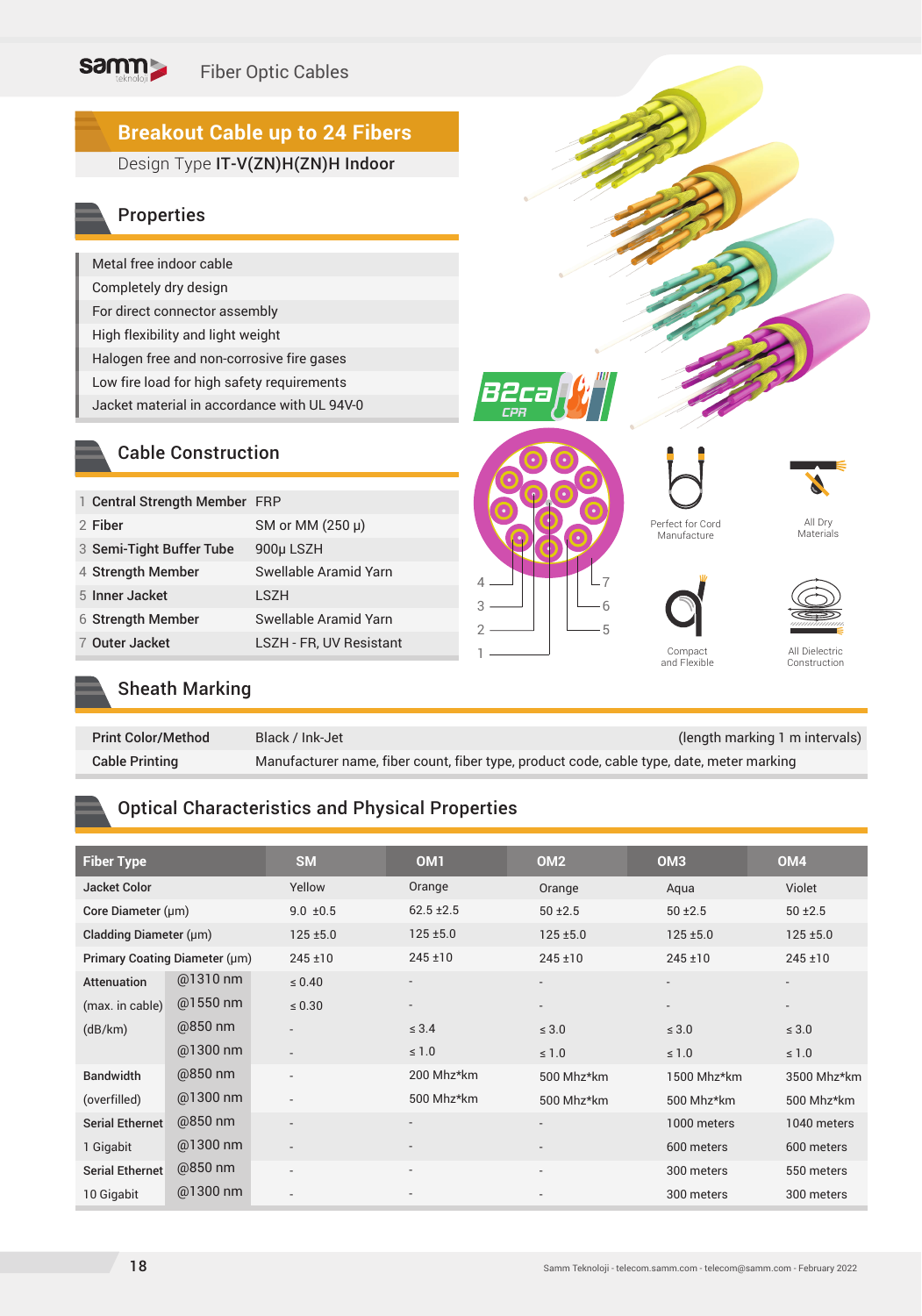# Breakout Cable up to 24 Fibers

Design Type **IT-V(ZN)H(ZN)H Indoor**

## Properties

- Metal free indoor cable
- Completely dry design
- For direct connector assembly
- High flexibility and light weight
- Halogen free and non-corrosive fire gases
- Low fire load for high safety requirements
- Jacket material in accordance with UL 94V-0

B2ca CPR

Perfect for Cord Manufacture

All Dry Materials

Compact and Flexible

All Dielectric Construction

## Cable Construction

| | | |
|---|---|---|
| 1 | **Central Strength Member** | FRP |
| 2 | **Fiber** | SM or MM (250 µ) |
| 3 | **Semi-Tight Buffer Tube** | 900µ LSZH |
| 4 | **Strength Member** | Swellable Aramid Yarn |
| 5 | **Inner Jacket** | LSZH |
| 6 | **Strength Member** | Swellable Aramid Yarn |
| 7 | **Outer Jacket** | LSZH - FR, UV Resistant |

## Sheath Marking

| | | |
|---|---|---|
| **Print Color/Method** | Black / Ink-Jet | (length marking 1 m intervals) |
| **Cable Printing** | Manufacturer name, fiber count, fiber type, product code, cable type, date, meter marking | |

## Optical Characteristics and Physical Properties

| Fiber Type | | SM | OM1 | OM2 | OM3 | OM4 |
|---|---|---|---|---|---|---|
| **Jacket Color** | | Yellow | Orange | Orange | Aqua | Violet |
| **Core Diameter** (µm) | | 9.0 ±0.5 | 62.5 ±2.5 | 50 ±2.5 | 50 ±2.5 | 50 ±2.5 |
| **Cladding Diameter** (µm) | | 125 ±5.0 | 125 ±5.0 | 125 ±5.0 | 125 ±5.0 | 125 ±5.0 |
| **Primary Coating Diameter** (µm) | | 245 ±10 | 245 ±10 | 245 ±10 | 245 ±10 | 245 ±10 |
| **Attenuation** | @1310 nm | ≤ 0.40 | - | - | - | - |
| (max. in cable) | @1550 nm | ≤ 0.30 | - | - | - | - |
| (dB/km) | @850 nm | - | ≤ 3.4 | ≤ 3.0 | ≤ 3.0 | ≤ 3.0 |
| | @1300 nm | - | ≤ 1.0 | ≤ 1.0 | ≤ 1.0 | ≤ 1.0 |
| **Bandwidth** | @850 nm | - | 200 Mhz*km | 500 Mhz*km | 1500 Mhz*km | 3500 Mhz*km |
| (overfilled) | @1300 nm | - | 500 Mhz*km | 500 Mhz*km | 500 Mhz*km | 500 Mhz*km |
| **Serial Ethernet** | @850 nm | - | - | - | 1000 meters | 1040 meters |
| 1 Gigabit | @1300 nm | - | - | - | 600 meters | 600 meters |
| **Serial Ethernet** | @850 nm | - | - | - | 300 meters | 550 meters |
| 10 Gigabit | @1300 nm | - | - | - | 300 meters | 300 meters |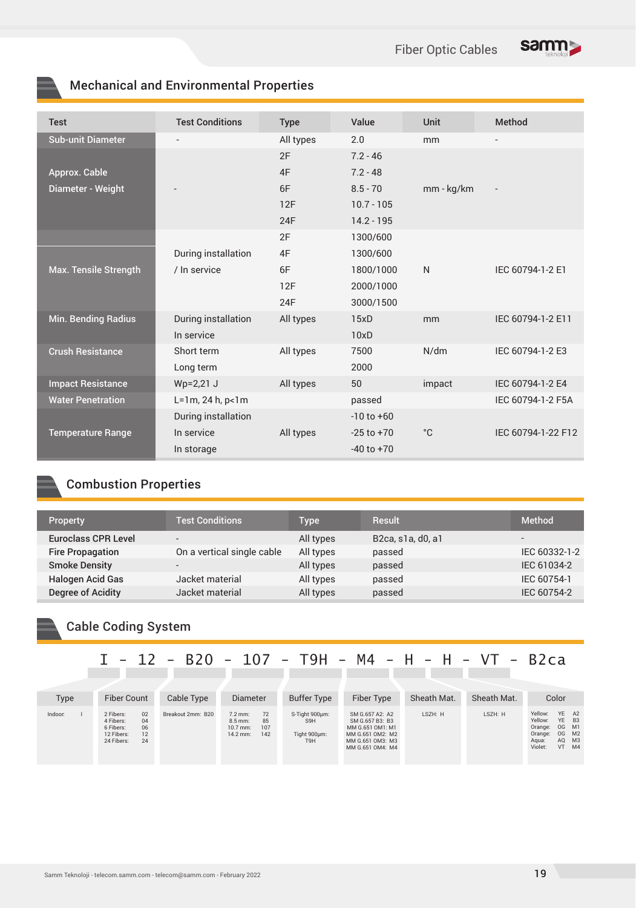## Mechanical and Environmental Properties

| Test | Test Conditions | Type | Value | Unit | Method |
|---|---|---|---|---|---|
| Sub-unit Diameter | - | All types | 2.0 | mm | - |
| Approx. Cable Diameter - Weight | - | 2F | 7.2 - 46 | mm - kg/km | - |
| | | 4F | 7.2 - 48 | | |
| | | 6F | 8.5 - 70 | | |
| | | 12F | 10.7 - 105 | | |
| | | 24F | 14.2 - 195 | | |
| Max. Tensile Strength | During installation / In service | 2F | 1300/600 | N | IEC 60794-1-2 E1 |
| | | 4F | 1300/600 | | |
| | | 6F | 1800/1000 | | |
| | | 12F | 2000/1000 | | |
| | | 24F | 3000/1500 | | |
| Min. Bending Radius | During installation | All types | 15xD | mm | IEC 60794-1-2 E11 |
| | In service | | 10xD | | |
| Crush Resistance | Short term | All types | 7500 | N/dm | IEC 60794-1-2 E3 |
| | Long term | | 2000 | | |
| Impact Resistance | Wp=2,21 J | All types | 50 | impact | IEC 60794-1-2 E4 |
| Water Penetration | L=1m, 24 h, p<1m | | passed | | IEC 60794-1-2 F5A |
| Temperature Range | During installation | All types | -10 to +60 | °C | IEC 60794-1-22 F12 |
| | In service | | -25 to +70 | | |
| | In storage | | -40 to +70 | | |

## Combustion Properties

| Property | Test Conditions | Type | Result | Method |
|---|---|---|---|---|
| Euroclass CPR Level | - | All types | B2ca, s1a, d0, a1 | - |
| Fire Propagation | On a vertical single cable | All types | passed | IEC 60332-1-2 |
| Smoke Density | - | All types | passed | IEC 61034-2 |
| Halogen Acid Gas | Jacket material | All types | passed | IEC 60754-1 |
| Degree of Acidity | Jacket material | All types | passed | IEC 60754-2 |

## Cable Coding System

I - 12 - B20 - 107 - T9H - M4 - H - H - VT - B2ca

| Type | Fiber Count | Cable Type | Diameter | Buffer Type | Fiber Type | Sheath Mat. | Sheath Mat. | Color |
|---|---|---|---|---|---|---|---|---|
| Indoor: I | 2 Fibers: 02<br>4 Fibers: 04<br>6 Fibers: 06<br>12 Fibers: 12<br>24 Fibers: 24 | Breakout 2mm: B20 | 7.2 mm: 72<br>8.5 mm: 85<br>10.7 mm: 107<br>14.2 mm: 142 | S-Tight 900µm: S9H<br>Tight 900µm: T9H | SM G.657 A2: A2<br>SM G.657 B3: B3<br>MM G.651 OM1: M1<br>MM G.651 OM2: M2<br>MM G.651 OM3: M3<br>MM G.651 OM4: M4 | LSZH: H | LSZH: H | Yellow: YE A2<br>Yellow: YE B3<br>Orange: OG M1<br>Orange: OG M2<br>Aqua: AQ M3<br>Violet: VT M4 |

Samm Teknoloji - telecom.samm.com - telecom@samm.com - February 2022